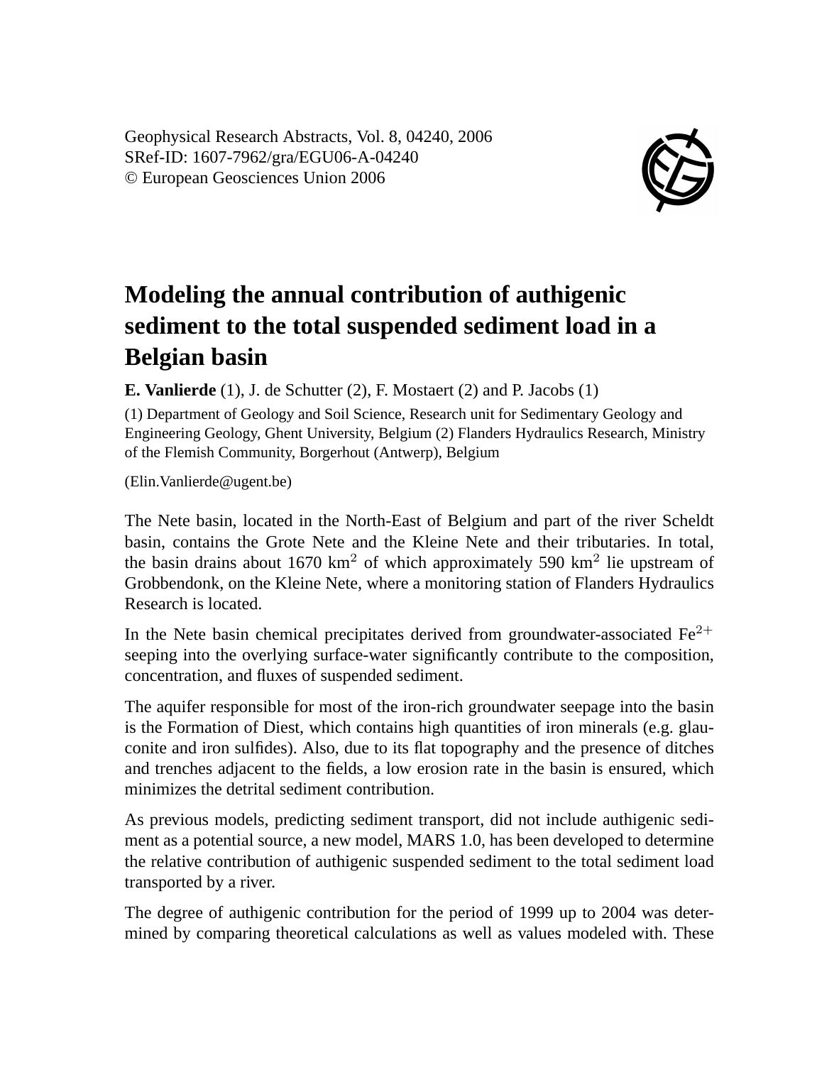Geophysical Research Abstracts, Vol. 8, 04240, 2006
SRef-ID: 1607-7962/gra/EGU06-A-04240
© European Geosciences Union 2006

# Modeling the annual contribution of authigenic sediment to the total suspended sediment load in a Belgian basin

**E. Vanlierde** (1), J. de Schutter (2), F. Mostaert (2) and P. Jacobs (1)

(1) Department of Geology and Soil Science, Research unit for Sedimentary Geology and Engineering Geology, Ghent University, Belgium (2) Flanders Hydraulics Research, Ministry of the Flemish Community, Borgerhout (Antwerp), Belgium

(Elin.Vanlierde@ugent.be)

The Nete basin, located in the North-East of Belgium and part of the river Scheldt basin, contains the Grote Nete and the Kleine Nete and their tributaries. In total, the basin drains about 1670 $km^2$ of which approximately 590 $km^2$ lie upstream of Grobbendonk, on the Kleine Nete, where a monitoring station of Flanders Hydraulics Research is located.

In the Nete basin chemical precipitates derived from groundwater-associated $Fe^{2+}$ seeping into the overlying surface-water significantly contribute to the composition, concentration, and fluxes of suspended sediment.

The aquifer responsible for most of the iron-rich groundwater seepage into the basin is the Formation of Diest, which contains high quantities of iron minerals (e.g. glauconite and iron sulfides). Also, due to its flat topography and the presence of ditches and trenches adjacent to the fields, a low erosion rate in the basin is ensured, which minimizes the detrital sediment contribution.

As previous models, predicting sediment transport, did not include authigenic sediment as a potential source, a new model, MARS 1.0, has been developed to determine the relative contribution of authigenic suspended sediment to the total sediment load transported by a river.

The degree of authigenic contribution for the period of 1999 up to 2004 was determined by comparing theoretical calculations as well as values modeled with. These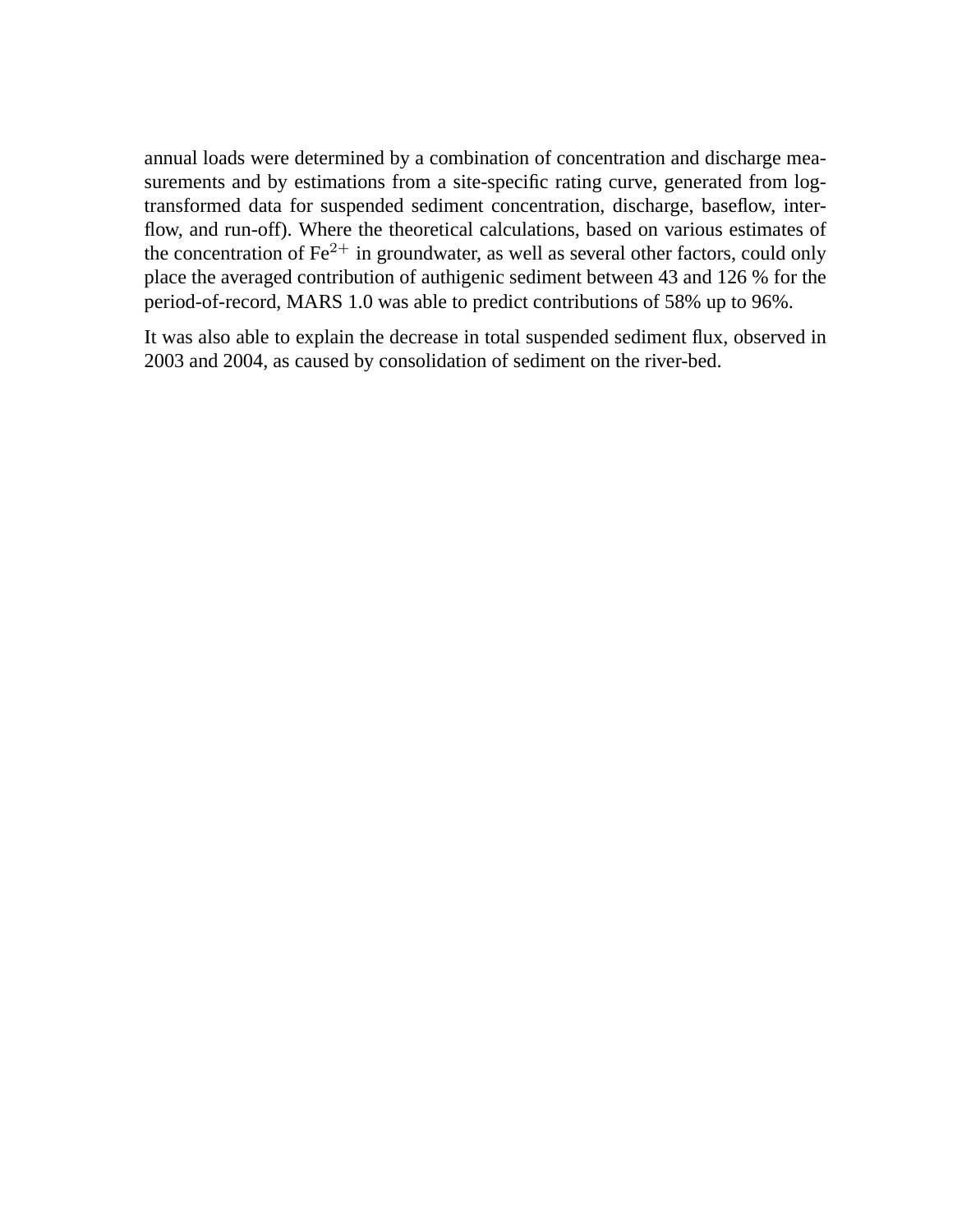annual loads were determined by a combination of concentration and discharge measurements and by estimations from a site-specific rating curve, generated from log-transformed data for suspended sediment concentration, discharge, baseflow, interflow, and run-off). Where the theoretical calculations, based on various estimates of the concentration of $Fe^{2+}$ in groundwater, as well as several other factors, could only place the averaged contribution of authigenic sediment between 43 and 126 % for the period-of-record, MARS 1.0 was able to predict contributions of 58% up to 96%.

It was also able to explain the decrease in total suspended sediment flux, observed in 2003 and 2004, as caused by consolidation of sediment on the river-bed.